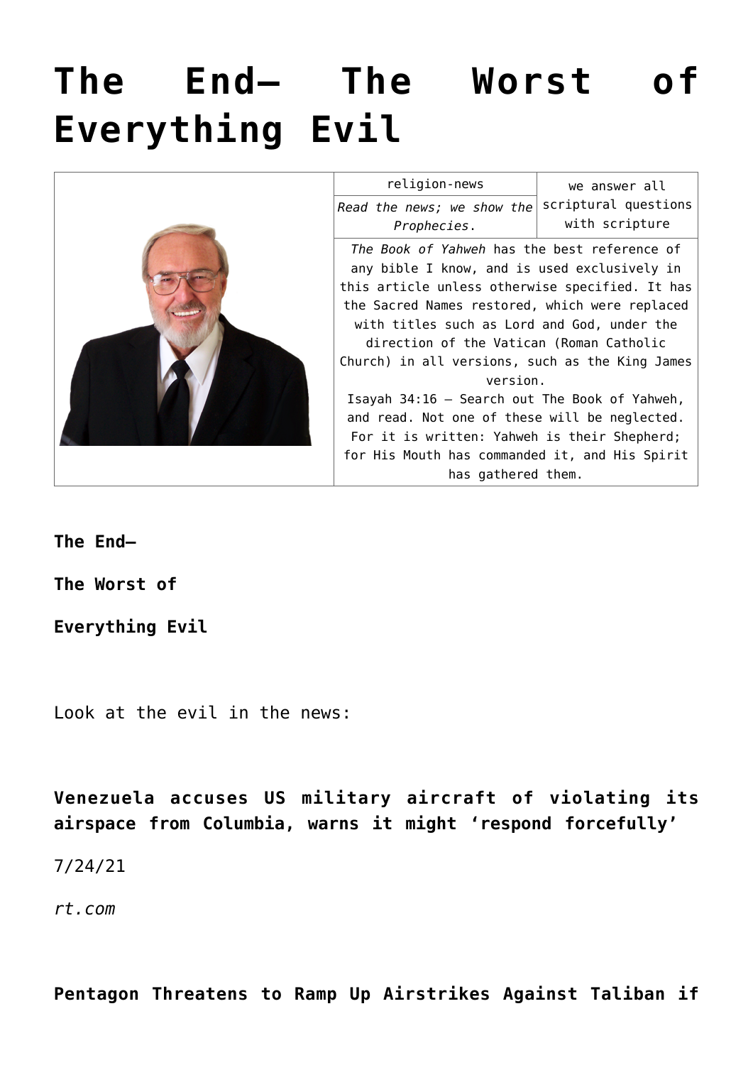# The End— The Worst of Everything Evil

| | religion-news | we answer all scriptural questions with scripture |
|---|---|---|
| | *Read the news; we show the Prophecies.* | |
| | *The Book of Yahweh* has the best reference of any bible I know, and is used exclusively in this article unless otherwise specified. It has the Sacred Names restored, which were replaced with titles such as Lord and God, under the direction of the Vatican (Roman Catholic Church) in all versions, such as the King James version. Isaiah 34:16 – Search out The Book of Yahweh, and read. Not one of these will be neglected. For it is written: Yahweh is their Shepherd; for His Mouth has commanded it, and His Spirit has gathered them. | |

**The End—**

**The Worst of**

**Everything Evil**

Look at the evil in the news:

**Venezuela accuses US military aircraft of violating its airspace from Columbia, warns it might 'respond forcefully'**

7/24/21

*rt.com*

**Pentagon Threatens to Ramp Up Airstrikes Against Taliban if**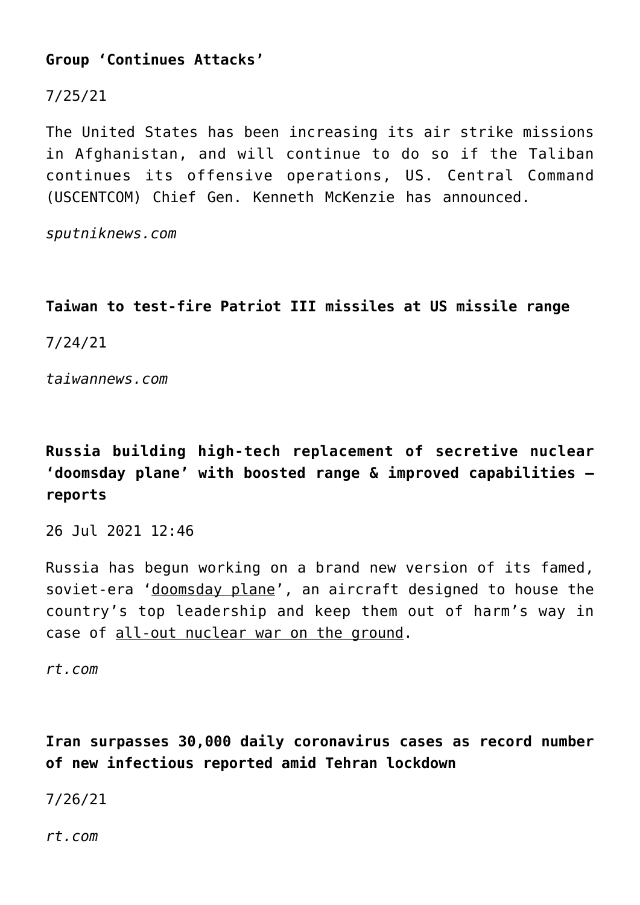**Group 'Continues Attacks'**

7/25/21

The United States has been increasing its air strike missions in Afghanistan, and will continue to do so if the Taliban continues its offensive operations, US. Central Command (USCENTCOM) Chief Gen. Kenneth McKenzie has announced.

*sputniknews.com*

**Taiwan to test-fire Patriot III missiles at US missile range**

7/24/21

*taiwannews.com*

**Russia building high-tech replacement of secretive nuclear 'doomsday plane' with boosted range & improved capabilities – reports**

26 Jul 2021 12:46

Russia has begun working on a brand new version of its famed, soviet-era 'doomsday plane', an aircraft designed to house the country's top leadership and keep them out of harm's way in case of all-out nuclear war on the ground.

*rt.com*

**Iran surpasses 30,000 daily coronavirus cases as record number of new infectious reported amid Tehran lockdown**

7/26/21

*rt.com*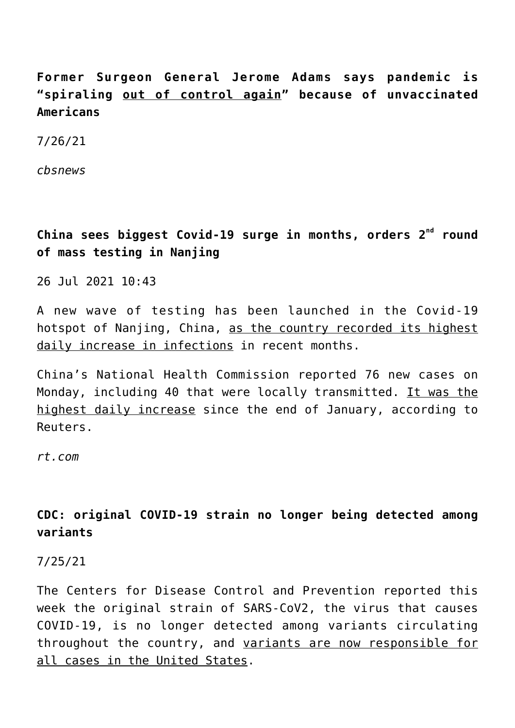**Former Surgeon General Jerome Adams says pandemic is "spiraling out of control again" because of unvaccinated Americans**

7/26/21

*cbsnews*

**China sees biggest Covid-19 surge in months, orders 2nd round of mass testing in Nanjing**

26 Jul 2021 10:43

A new wave of testing has been launched in the Covid-19 hotspot of Nanjing, China, as the country recorded its highest daily increase in infections in recent months.

China's National Health Commission reported 76 new cases on Monday, including 40 that were locally transmitted. It was the highest daily increase since the end of January, according to Reuters.

*rt.com*

**CDC: original COVID-19 strain no longer being detected among variants**

7/25/21

The Centers for Disease Control and Prevention reported this week the original strain of SARS-CoV2, the virus that causes COVID-19, is no longer detected among variants circulating throughout the country, and variants are now responsible for all cases in the United States.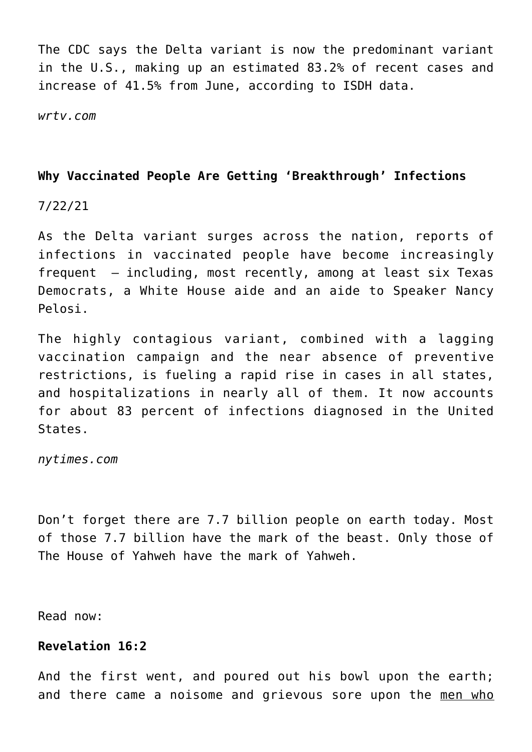The CDC says the Delta variant is now the predominant variant in the U.S., making up an estimated 83.2% of recent cases and increase of 41.5% from June, according to ISDH data.

*wrtv.com*

**Why Vaccinated People Are Getting 'Breakthrough' Infections**

7/22/21

As the Delta variant surges across the nation, reports of infections in vaccinated people have become increasingly frequent – including, most recently, among at least six Texas Democrats, a White House aide and an aide to Speaker Nancy Pelosi.

The highly contagious variant, combined with a lagging vaccination campaign and the near absence of preventive restrictions, is fueling a rapid rise in cases in all states, and hospitalizations in nearly all of them. It now accounts for about 83 percent of infections diagnosed in the United States.

*nytimes.com*

Don't forget there are 7.7 billion people on earth today. Most of those 7.7 billion have the mark of the beast. Only those of The House of Yahweh have the mark of Yahweh.

Read now:

**Revelation 16:2**

And the first went, and poured out his bowl upon the earth; and there came a noisome and grievous sore upon the <u>men who</u>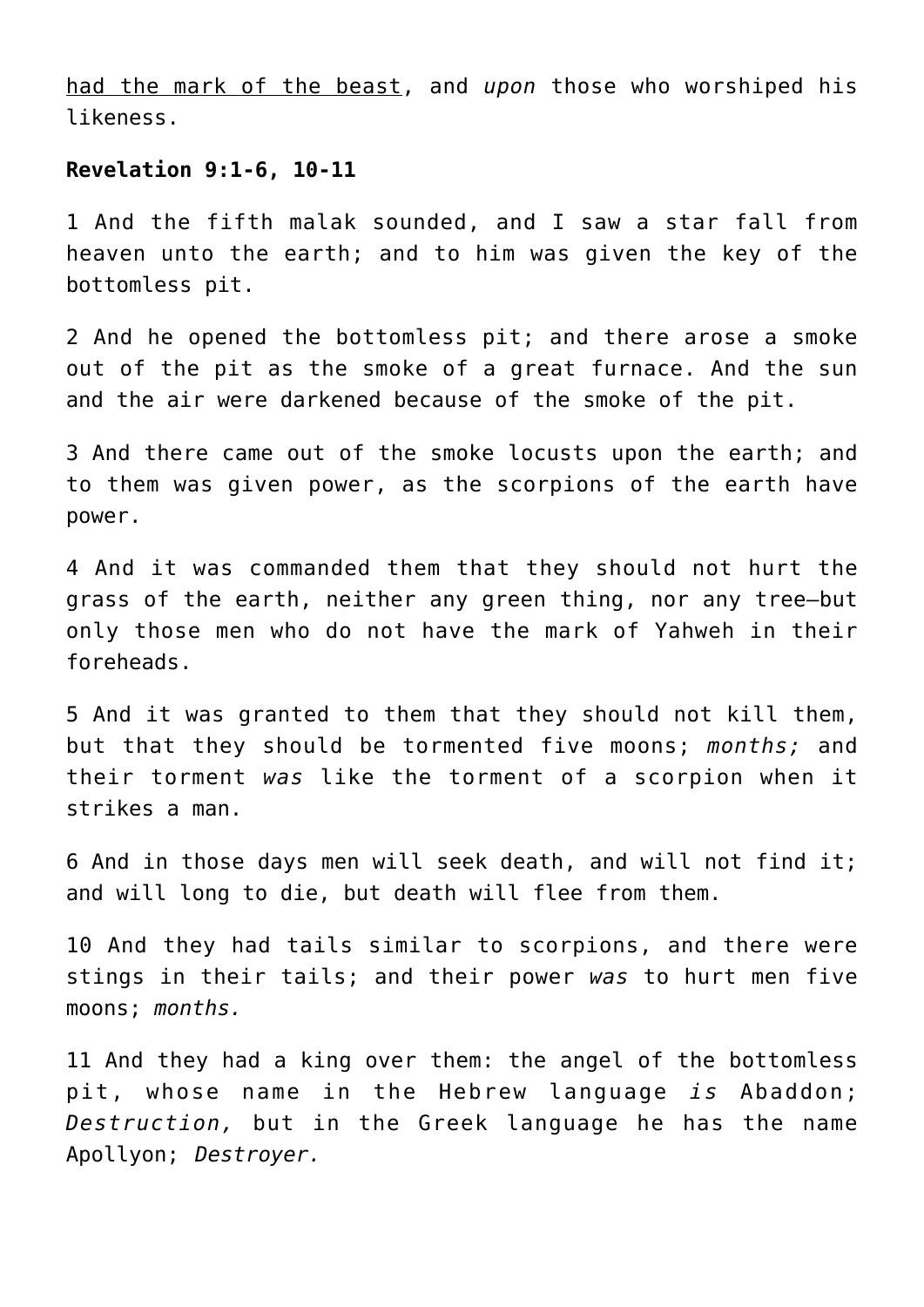<u>had the mark of the beast</u>, and *upon* those who worshiped his likeness.

**Revelation 9:1-6, 10-11**

1 And the fifth malak sounded, and I saw a star fall from heaven unto the earth; and to him was given the key of the bottomless pit.

2 And he opened the bottomless pit; and there arose a smoke out of the pit as the smoke of a great furnace. And the sun and the air were darkened because of the smoke of the pit.

3 And there came out of the smoke locusts upon the earth; and to them was given power, as the scorpions of the earth have power.

4 And it was commanded them that they should not hurt the grass of the earth, neither any green thing, nor any tree—but only those men who do not have the mark of Yahweh in their foreheads.

5 And it was granted to them that they should not kill them, but that they should be tormented five moons; *months;* and their torment *was* like the torment of a scorpion when it strikes a man.

6 And in those days men will seek death, and will not find it; and will long to die, but death will flee from them.

10 And they had tails similar to scorpions, and there were stings in their tails; and their power *was* to hurt men five moons; *months.*

11 And they had a king over them: the angel of the bottomless pit, whose name in the Hebrew language *is* Abaddon; *Destruction,* but in the Greek language he has the name Apollyon; *Destroyer.*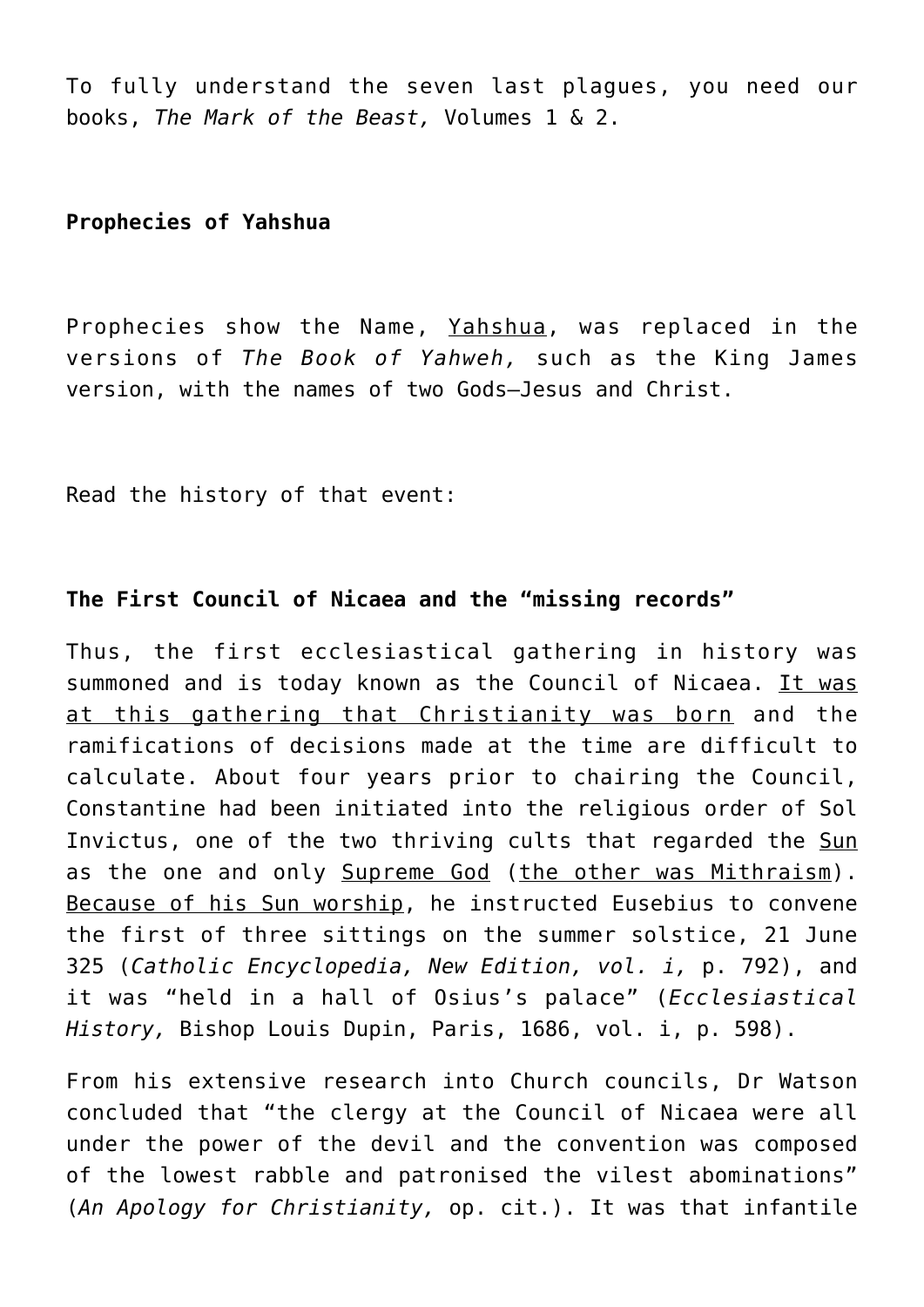To fully understand the seven last plagues, you need our books, *The Mark of the Beast,* Volumes 1 & 2.

**Prophecies of Yahshua**

Prophecies show the Name, Yahshua, was replaced in the versions of *The Book of Yahweh,* such as the King James version, with the names of two Gods—Jesus and Christ.

Read the history of that event:

**The First Council of Nicaea and the "missing records"**

Thus, the first ecclesiastical gathering in history was summoned and is today known as the Council of Nicaea. It was at this gathering that Christianity was born and the ramifications of decisions made at the time are difficult to calculate. About four years prior to chairing the Council, Constantine had been initiated into the religious order of Sol Invictus, one of the two thriving cults that regarded the Sun as the one and only Supreme God (the other was Mithraism). Because of his Sun worship, he instructed Eusebius to convene the first of three sittings on the summer solstice, 21 June 325 (*Catholic Encyclopedia, New Edition, vol. i,* p. 792), and it was "held in a hall of Osius's palace" (*Ecclesiastical History,* Bishop Louis Dupin, Paris, 1686, vol. i, p. 598).

From his extensive research into Church councils, Dr Watson concluded that "the clergy at the Council of Nicaea were all under the power of the devil and the convention was composed of the lowest rabble and patronised the vilest abominations" (*An Apology for Christianity,* op. cit.). It was that infantile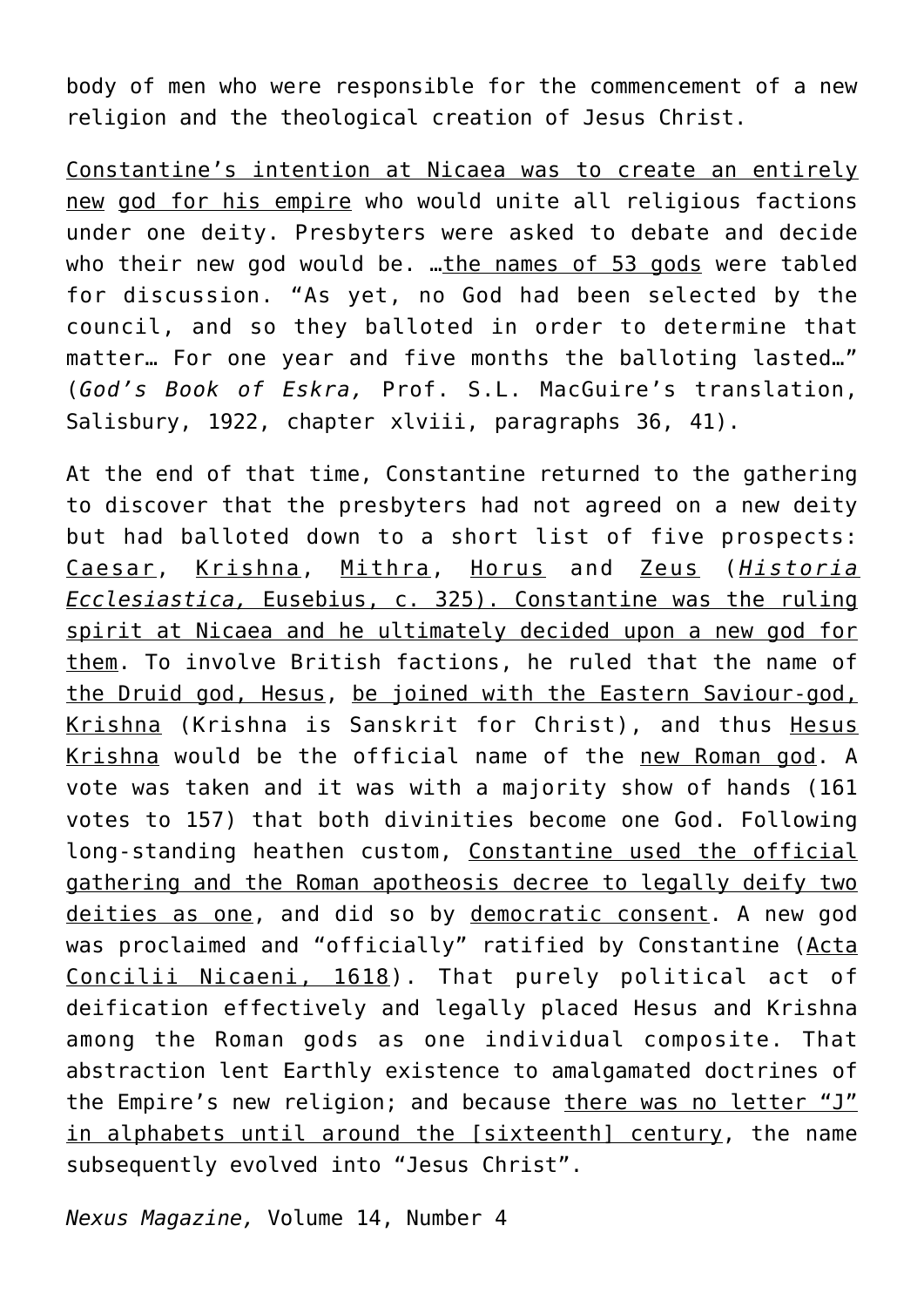body of men who were responsible for the commencement of a new religion and the theological creation of Jesus Christ.

Constantine's intention at Nicaea was to create an entirely new god for his empire who would unite all religious factions under one deity. Presbyters were asked to debate and decide who their new god would be. …the names of 53 gods were tabled for discussion. "As yet, no God had been selected by the council, and so they balloted in order to determine that matter… For one year and five months the balloting lasted…" (*God's Book of Eskra,* Prof. S.L. MacGuire's translation, Salisbury, 1922, chapter xlviii, paragraphs 36, 41).

At the end of that time, Constantine returned to the gathering to discover that the presbyters had not agreed on a new deity but had balloted down to a short list of five prospects: Caesar, Krishna, Mithra, Horus and Zeus (*Historia Ecclesiastica,* Eusebius, c. 325). Constantine was the ruling spirit at Nicaea and he ultimately decided upon a new god for them. To involve British factions, he ruled that the name of the Druid god, Hesus, be joined with the Eastern Saviour-god, Krishna (Krishna is Sanskrit for Christ), and thus Hesus Krishna would be the official name of the new Roman god. A vote was taken and it was with a majority show of hands (161 votes to 157) that both divinities become one God. Following long-standing heathen custom, Constantine used the official gathering and the Roman apotheosis decree to legally deify two deities as one, and did so by democratic consent. A new god was proclaimed and "officially" ratified by Constantine (Acta Concilii Nicaeni, 1618). That purely political act of deification effectively and legally placed Hesus and Krishna among the Roman gods as one individual composite. That abstraction lent Earthly existence to amalgamated doctrines of the Empire's new religion; and because there was no letter "J" in alphabets until around the [sixteenth] century, the name subsequently evolved into "Jesus Christ".

*Nexus Magazine,* Volume 14, Number 4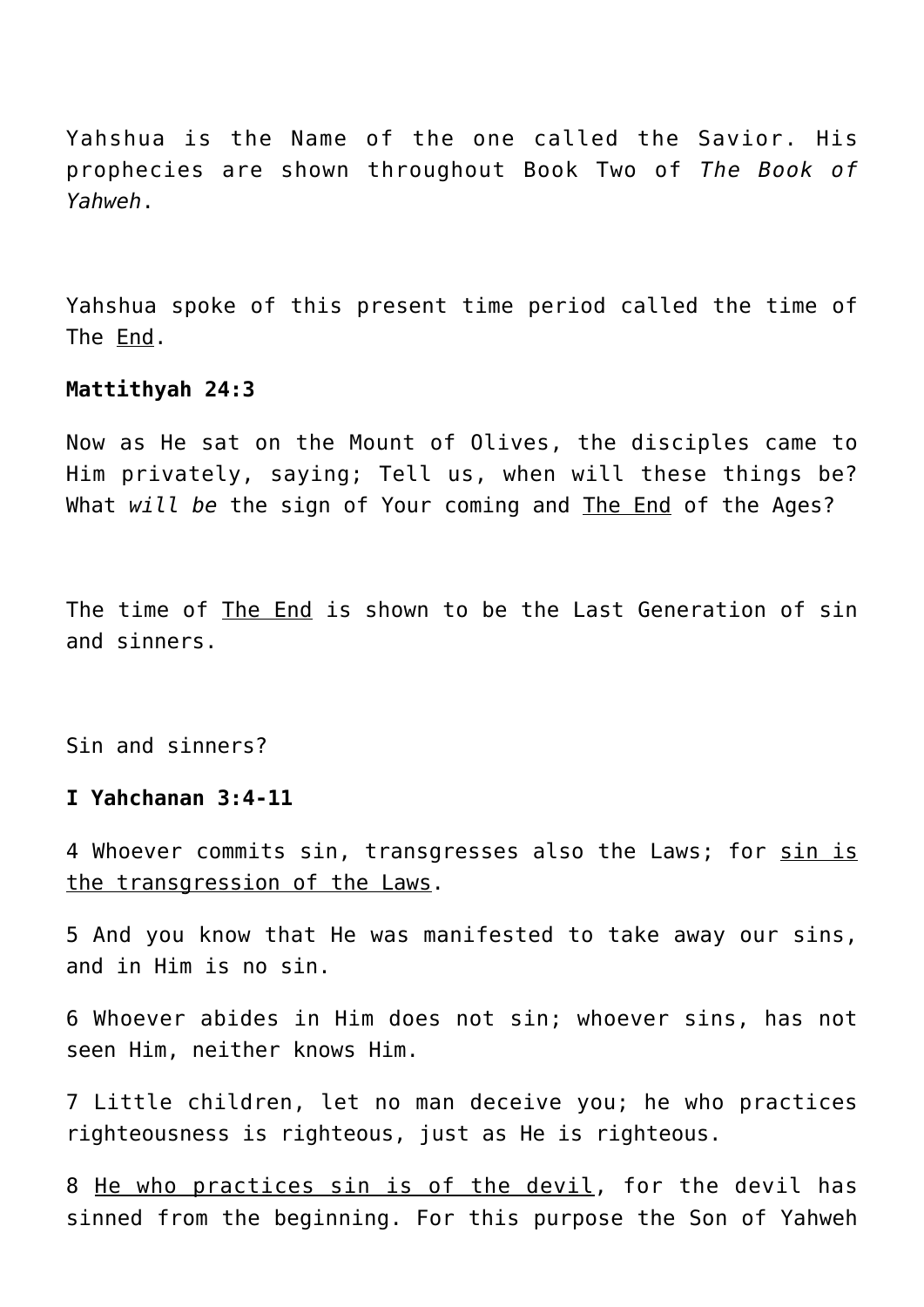Yahshua is the Name of the one called the Savior. His prophecies are shown throughout Book Two of *The Book of Yahweh*.

Yahshua spoke of this present time period called the time of The <u>End</u>.

**Mattithyah 24:3**

Now as He sat on the Mount of Olives, the disciples came to Him privately, saying; Tell us, when will these things be? What *will be* the sign of Your coming and <u>The End</u> of the Ages?

The time of <u>The End</u> is shown to be the Last Generation of sin and sinners.

Sin and sinners?

**I Yahchanan 3:4-11**

4 Whoever commits sin, transgresses also the Laws; for <u>sin is the transgression of the Laws</u>.

5 And you know that He was manifested to take away our sins, and in Him is no sin.

6 Whoever abides in Him does not sin; whoever sins, has not seen Him, neither knows Him.

7 Little children, let no man deceive you; he who practices righteousness is righteous, just as He is righteous.

8 <u>He who practices sin is of the devil</u>, for the devil has sinned from the beginning. For this purpose the Son of Yahweh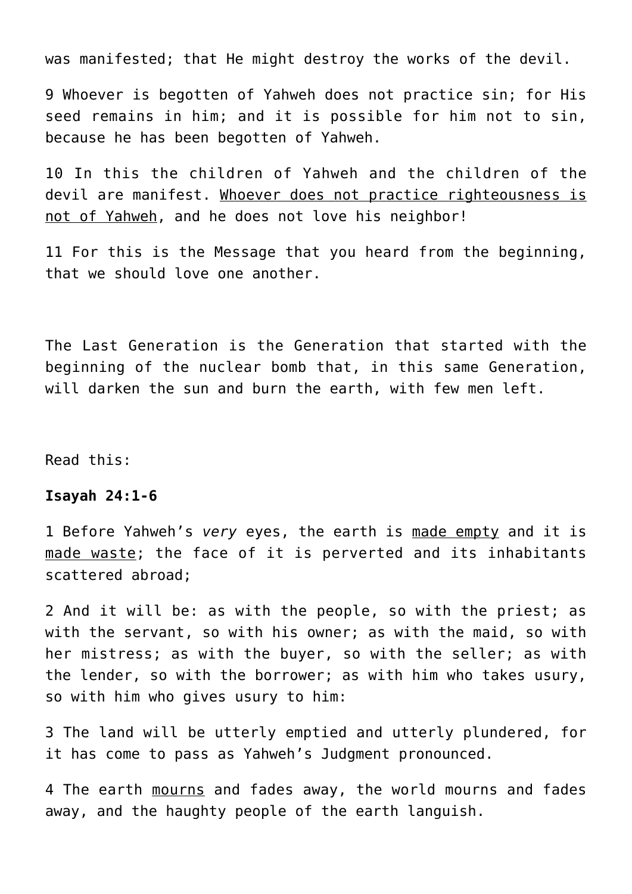was manifested; that He might destroy the works of the devil.

9 Whoever is begotten of Yahweh does not practice sin; for His seed remains in him; and it is possible for him not to sin, because he has been begotten of Yahweh.

10 In this the children of Yahweh and the children of the devil are manifest. <u>Whoever does not practice righteousness is not of Yahweh</u>, and he does not love his neighbor!

11 For this is the Message that you heard from the beginning, that we should love one another.

The Last Generation is the Generation that started with the beginning of the nuclear bomb that, in this same Generation, will darken the sun and burn the earth, with few men left.

Read this:

**Isayah 24:1-6**

1 Before Yahweh's *very* eyes, the earth is <u>made empty</u> and it is <u>made waste</u>; the face of it is perverted and its inhabitants scattered abroad;

2 And it will be: as with the people, so with the priest; as with the servant, so with his owner; as with the maid, so with her mistress; as with the buyer, so with the seller; as with the lender, so with the borrower; as with him who takes usury, so with him who gives usury to him:

3 The land will be utterly emptied and utterly plundered, for it has come to pass as Yahweh's Judgment pronounced.

4 The earth <u>mourns</u> and fades away, the world mourns and fades away, and the haughty people of the earth languish.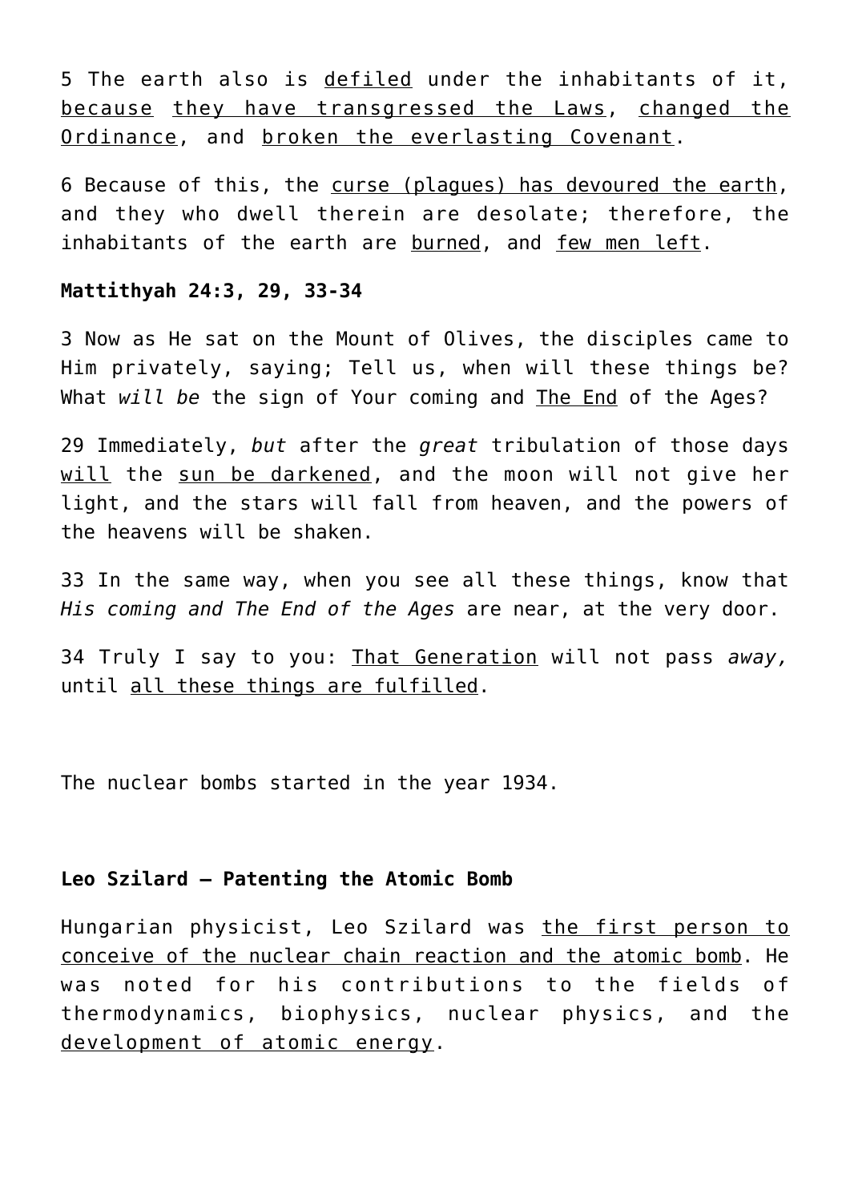5 The earth also is <u>defiled</u> under the inhabitants of it, <u>because</u> <u>they have transgressed the Laws</u>, <u>changed the Ordinance</u>, and <u>broken the everlasting Covenant</u>.

6 Because of this, the <u>curse (plagues) has devoured the earth</u>, and they who dwell therein are desolate; therefore, the inhabitants of the earth are <u>burned</u>, and <u>few men left</u>.

**Mattithyah 24:3, 29, 33-34**

3 Now as He sat on the Mount of Olives, the disciples came to Him privately, saying; Tell us, when will these things be? What *will be* the sign of Your coming and <u>The End</u> of the Ages?

29 Immediately, *but* after the *great* tribulation of those days <u>will</u> the <u>sun be darkened</u>, and the moon will not give her light, and the stars will fall from heaven, and the powers of the heavens will be shaken.

33 In the same way, when you see all these things, know that *His coming and The End of the Ages* are near, at the very door.

34 Truly I say to you: <u>That Generation</u> will not pass *away,* until <u>all these things are fulfilled</u>.

The nuclear bombs started in the year 1934.

**Leo Szilard – Patenting the Atomic Bomb**

Hungarian physicist, Leo Szilard was <u>the first person to conceive of the nuclear chain reaction and the atomic bomb</u>. He was noted for his contributions to the fields of thermodynamics, biophysics, nuclear physics, and the <u>development of atomic energy</u>.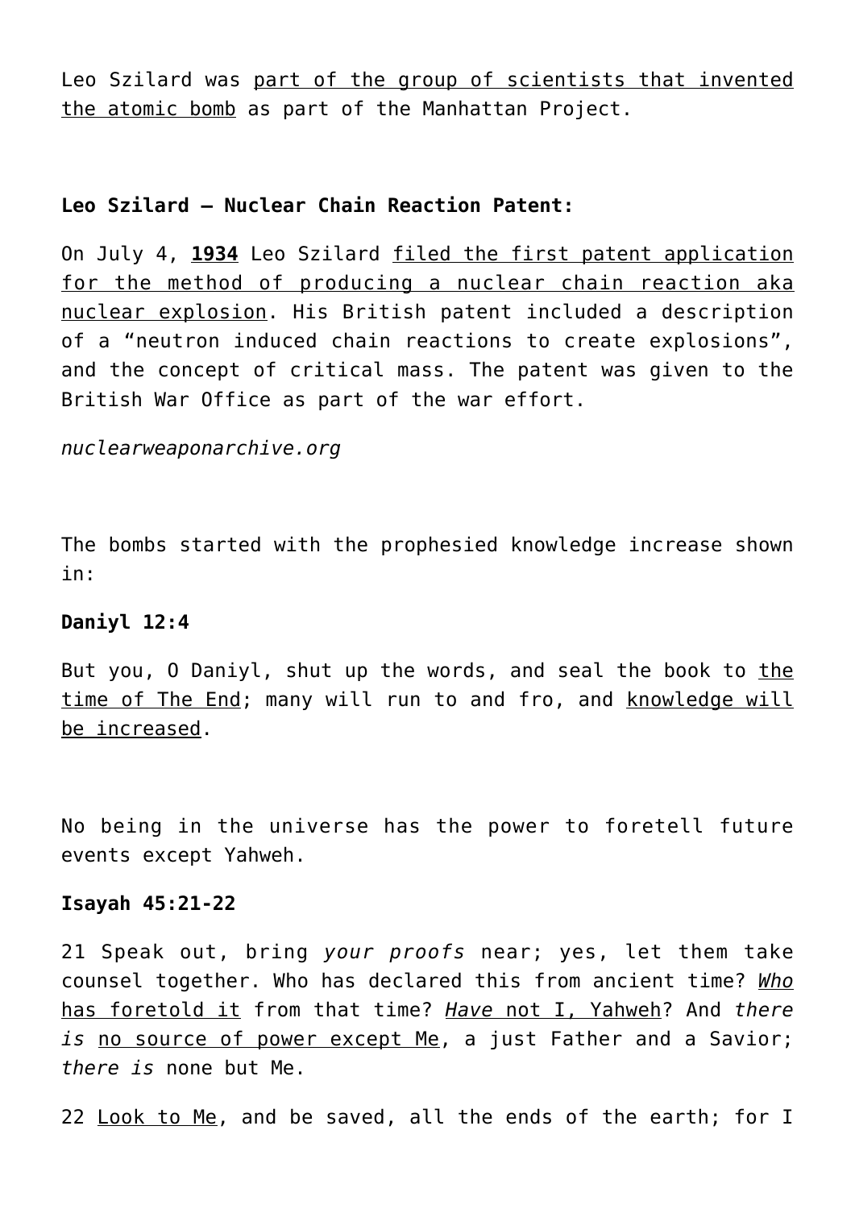Leo Szilard was part of the group of scientists that invented the atomic bomb as part of the Manhattan Project.

**Leo Szilard – Nuclear Chain Reaction Patent:**

On July 4, **1934** Leo Szilard filed the first patent application for the method of producing a nuclear chain reaction aka nuclear explosion. His British patent included a description of a “neutron induced chain reactions to create explosions”, and the concept of critical mass. The patent was given to the British War Office as part of the war effort.

*nuclearweaponarchive.org*

The bombs started with the prophesied knowledge increase shown in:

**Daniyl 12:4**

But you, O Daniyl, shut up the words, and seal the book to the time of The End; many will run to and fro, and knowledge will be increased.

No being in the universe has the power to foretell future events except Yahweh.

**Isayah 45:21-22**

21 Speak out, bring *your proofs* near; yes, let them take counsel together. Who has declared this from ancient time? *Who* has foretold it from that time? *Have* not I, Yahweh? And *there is* no source of power except Me, a just Father and a Savior; *there is* none but Me.

22 Look to Me, and be saved, all the ends of the earth; for I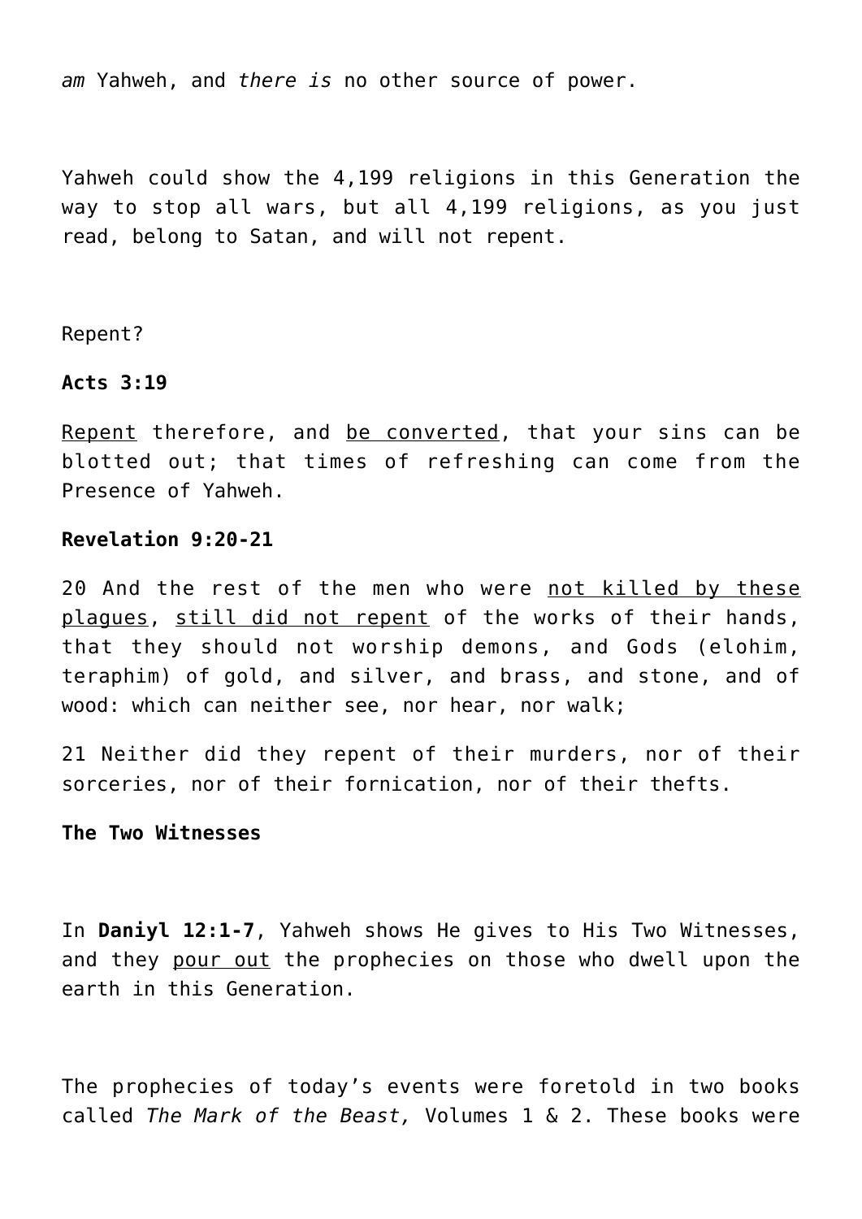*am* Yahweh, and *there is* no other source of power.

Yahweh could show the 4,199 religions in this Generation the way to stop all wars, but all 4,199 religions, as you just read, belong to Satan, and will not repent.

Repent?

**Acts 3:19**

<u>Repent</u> therefore, and <u>be converted</u>, that your sins can be blotted out; that times of refreshing can come from the Presence of Yahweh.

**Revelation 9:20-21**

20 And the rest of the men who were <u>not killed by these plagues</u>, <u>still did not repent</u> of the works of their hands, that they should not worship demons, and Gods (elohim, teraphim) of gold, and silver, and brass, and stone, and of wood: which can neither see, nor hear, nor walk;

21 Neither did they repent of their murders, nor of their sorceries, nor of their fornication, nor of their thefts.

**The Two Witnesses**

In **Daniyl 12:1-7**, Yahweh shows He gives to His Two Witnesses, and they <u>pour out</u> the prophecies on those who dwell upon the earth in this Generation.

The prophecies of today's events were foretold in two books called *The Mark of the Beast,* Volumes 1 & 2. These books were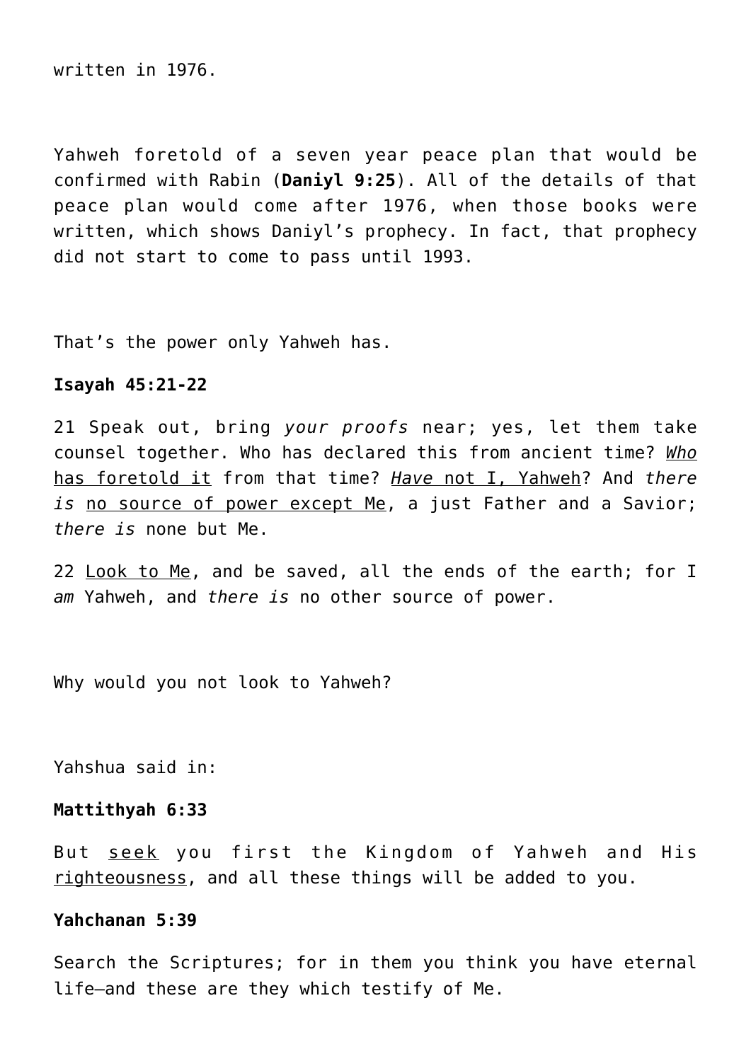written in 1976.

Yahweh foretold of a seven year peace plan that would be confirmed with Rabin (**Daniyl 9:25**). All of the details of that peace plan would come after 1976, when those books were written, which shows Daniyl's prophecy. In fact, that prophecy did not start to come to pass until 1993.

That's the power only Yahweh has.

**Isayah 45:21-22**

21 Speak out, bring *your proofs* near; yes, let them take counsel together. Who has declared this from ancient time? <u>*Who* has foretold it</u> from that time? <u>*Have* not I, Yahweh</u>? And *there is* <u>no source of power except Me</u>, a just Father and a Savior; *there is* none but Me.

22 <u>Look to Me</u>, and be saved, all the ends of the earth; for I *am* Yahweh, and *there is* no other source of power.

Why would you not look to Yahweh?

Yahshua said in:

**Mattithyah 6:33**

But <u>seek</u> you first the Kingdom of Yahweh and His <u>righteousness</u>, and all these things will be added to you.

**Yahchanan 5:39**

Search the Scriptures; for in them you think you have eternal life—and these are they which testify of Me.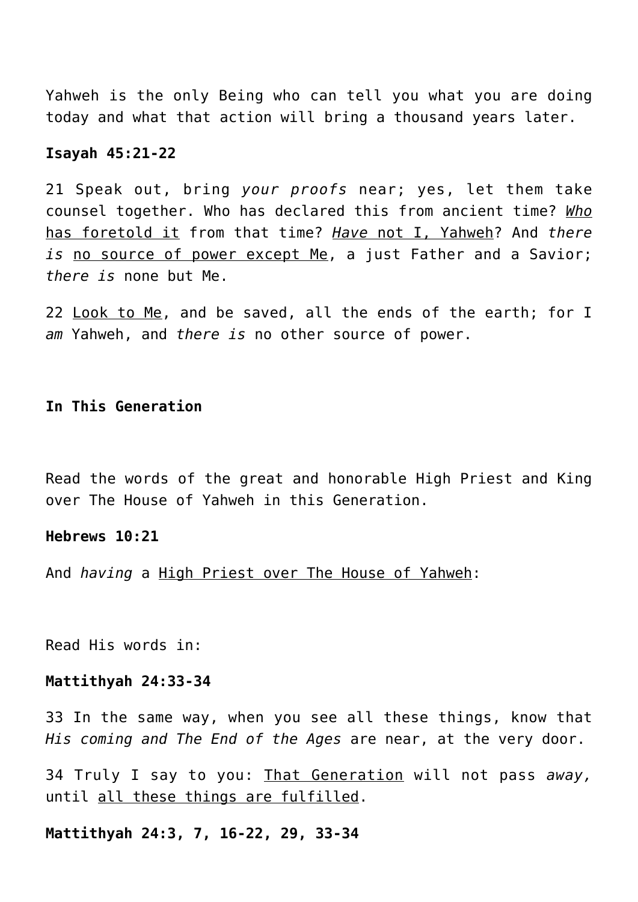Yahweh is the only Being who can tell you what you are doing today and what that action will bring a thousand years later.

**Isayah 45:21-22**

21 Speak out, bring *your proofs* near; yes, let them take counsel together. Who has declared this from ancient time? <u>*Who* has foretold it</u> from that time? <u>*Have* not I, Yahweh</u>? And *there is* <u>no source of power except Me</u>, a just Father and a Savior; *there is* none but Me.

22 <u>Look to Me</u>, and be saved, all the ends of the earth; for I *am* Yahweh, and *there is* no other source of power.

**In This Generation**

Read the words of the great and honorable High Priest and King over The House of Yahweh in this Generation.

**Hebrews 10:21**

And *having* a <u>High Priest over The House of Yahweh</u>:

Read His words in:

**Mattithyah 24:33-34**

33 In the same way, when you see all these things, know that *His coming and The End of the Ages* are near, at the very door.

34 Truly I say to you: <u>That Generation</u> will not pass *away,* until <u>all these things are fulfilled</u>.

**Mattithyah 24:3, 7, 16-22, 29, 33-34**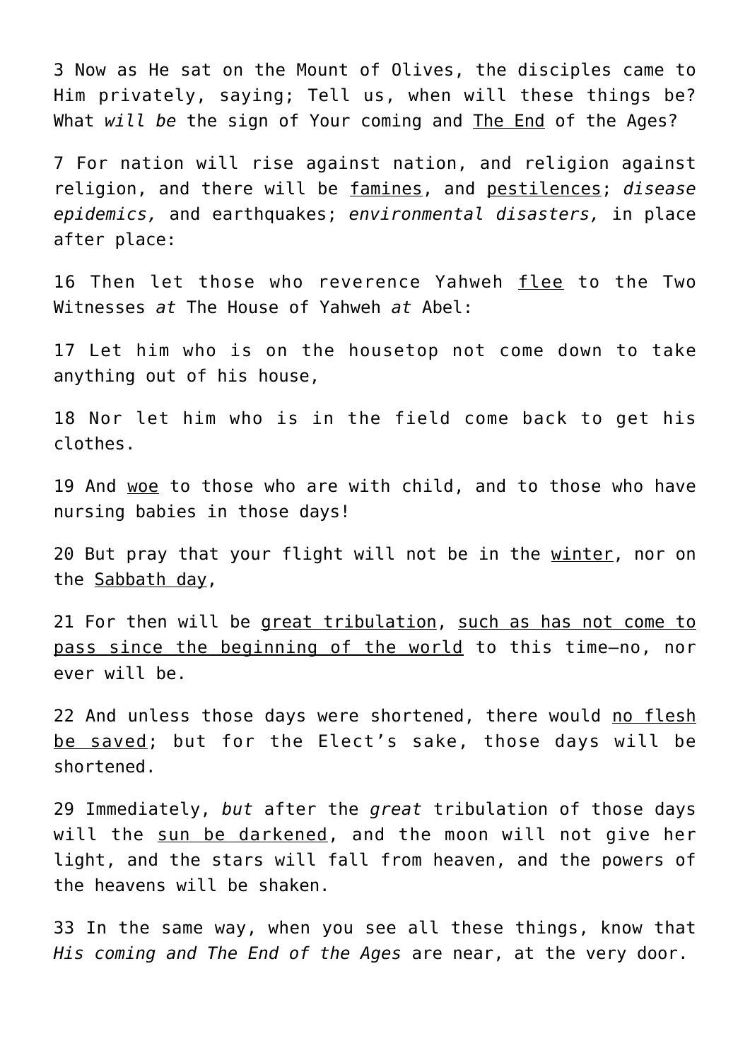3 Now as He sat on the Mount of Olives, the disciples came to Him privately, saying; Tell us, when will these things be? What *will be* the sign of Your coming and The End of the Ages?

7 For nation will rise against nation, and religion against religion, and there will be famines, and pestilences; *disease epidemics,* and earthquakes; *environmental disasters,* in place after place:

16 Then let those who reverence Yahweh flee to the Two Witnesses *at* The House of Yahweh *at* Abel:

17 Let him who is on the housetop not come down to take anything out of his house,

18 Nor let him who is in the field come back to get his clothes.

19 And woe to those who are with child, and to those who have nursing babies in those days!

20 But pray that your flight will not be in the winter, nor on the Sabbath day,

21 For then will be great tribulation, such as has not come to pass since the beginning of the world to this time—no, nor ever will be.

22 And unless those days were shortened, there would no flesh be saved; but for the Elect's sake, those days will be shortened.

29 Immediately, *but* after the *great* tribulation of those days will the sun be darkened, and the moon will not give her light, and the stars will fall from heaven, and the powers of the heavens will be shaken.

33 In the same way, when you see all these things, know that *His coming and The End of the Ages* are near, at the very door.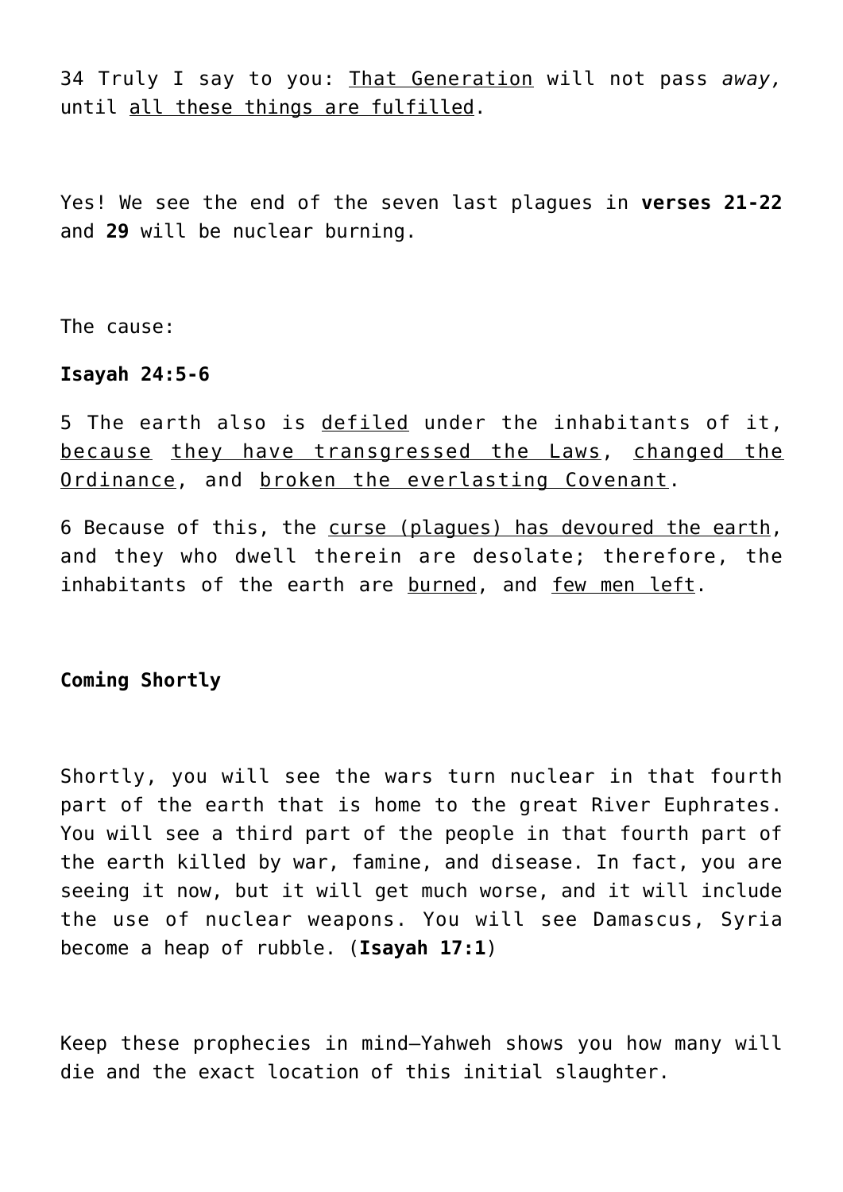34 Truly I say to you: <u>That Generation</u> will not pass *away,* until <u>all these things are fulfilled</u>.

Yes! We see the end of the seven last plagues in **verses 21-22** and **29** will be nuclear burning.

The cause:

**Isayah 24:5-6**

5 The earth also is <u>defiled</u> under the inhabitants of it, <u>because</u> <u>they have transgressed the Laws</u>, <u>changed the Ordinance</u>, and <u>broken the everlasting Covenant</u>.

6 Because of this, the <u>curse (plagues) has devoured the earth</u>, and they who dwell therein are desolate; therefore, the inhabitants of the earth are <u>burned</u>, and <u>few men left</u>.

**Coming Shortly**

Shortly, you will see the wars turn nuclear in that fourth part of the earth that is home to the great River Euphrates. You will see a third part of the people in that fourth part of the earth killed by war, famine, and disease. In fact, you are seeing it now, but it will get much worse, and it will include the use of nuclear weapons. You will see Damascus, Syria become a heap of rubble. (**Isayah 17:1**)

Keep these prophecies in mind—Yahweh shows you how many will die and the exact location of this initial slaughter.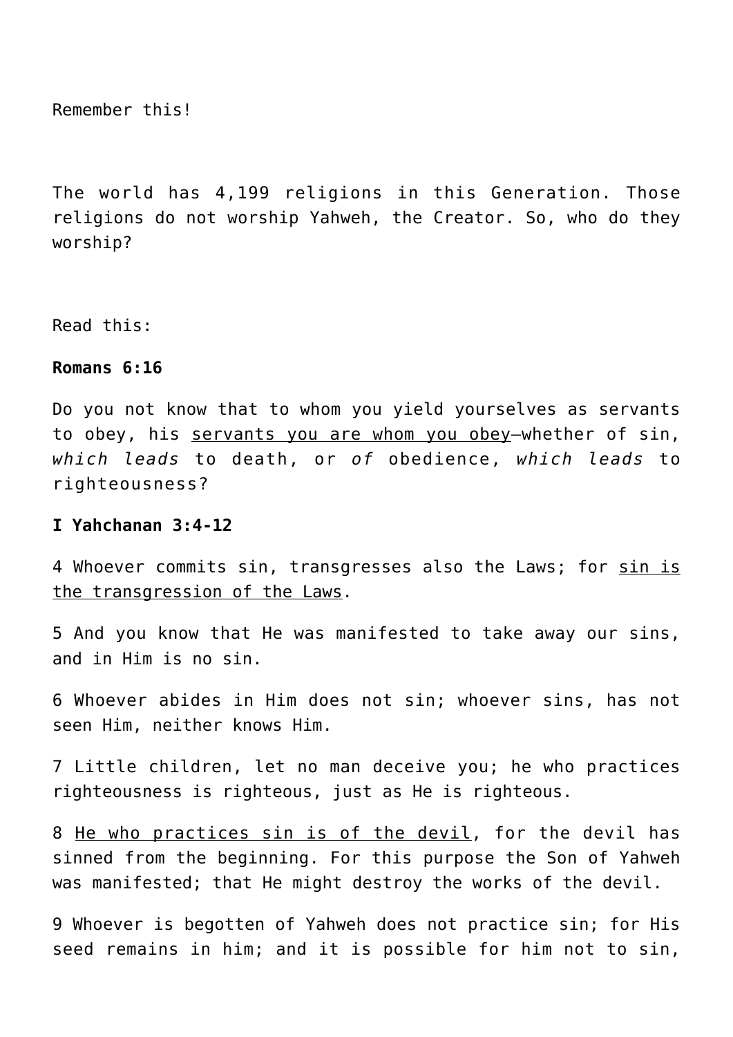Remember this!

The world has 4,199 religions in this Generation. Those religions do not worship Yahweh, the Creator. So, who do they worship?

Read this:

**Romans 6:16**

Do you not know that to whom you yield yourselves as servants to obey, his servants you are whom you obey—whether of sin, *which leads* to death, or *of* obedience, *which leads* to righteousness?

**I Yahchanan 3:4-12**

4 Whoever commits sin, transgresses also the Laws; for sin is the transgression of the Laws.

5 And you know that He was manifested to take away our sins, and in Him is no sin.

6 Whoever abides in Him does not sin; whoever sins, has not seen Him, neither knows Him.

7 Little children, let no man deceive you; he who practices righteousness is righteous, just as He is righteous.

8 He who practices sin is of the devil, for the devil has sinned from the beginning. For this purpose the Son of Yahweh was manifested; that He might destroy the works of the devil.

9 Whoever is begotten of Yahweh does not practice sin; for His seed remains in him; and it is possible for him not to sin,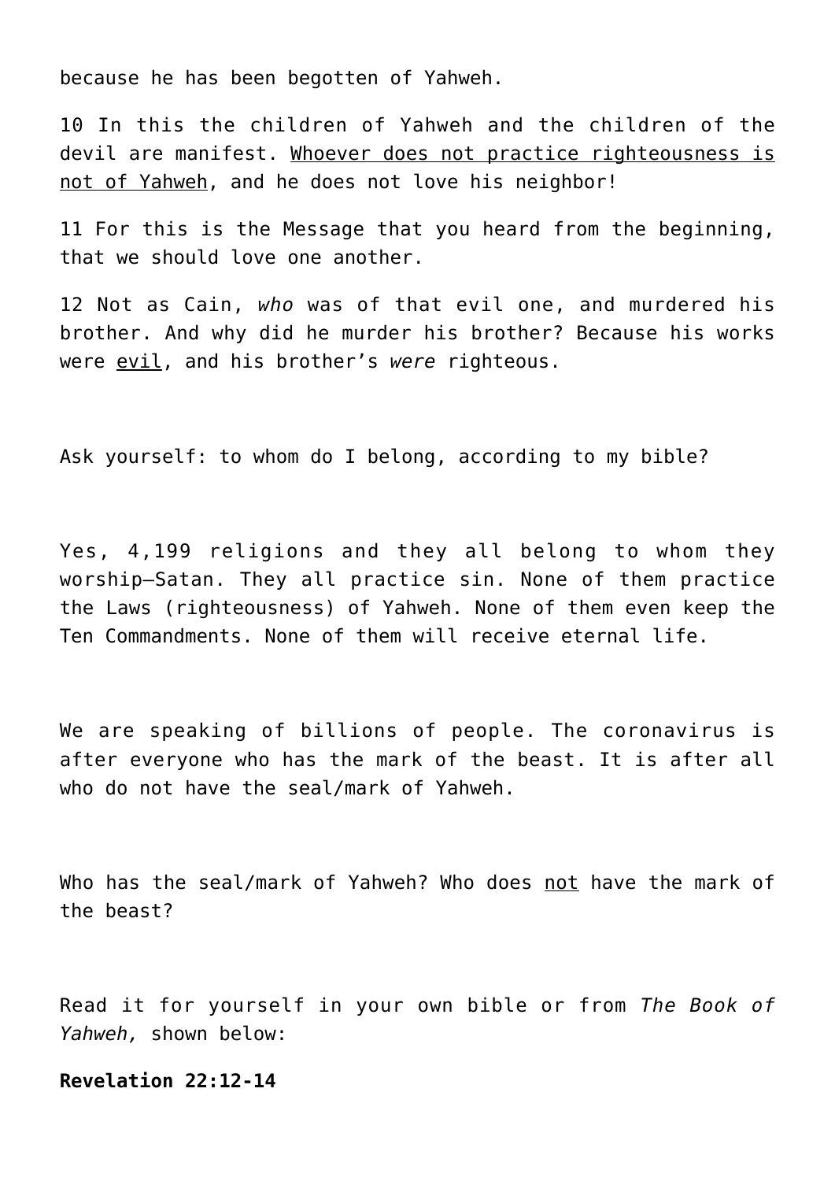because he has been begotten of Yahweh.

10 In this the children of Yahweh and the children of the devil are manifest. <u>Whoever does not practice righteousness is not of Yahweh</u>, and he does not love his neighbor!

11 For this is the Message that you heard from the beginning, that we should love one another.

12 Not as Cain, *who* was of that evil one, and murdered his brother. And why did he murder his brother? Because his works were <u>evil</u>, and his brother's *were* righteous.

Ask yourself: to whom do I belong, according to my bible?

Yes, 4,199 religions and they all belong to whom they worship—Satan. They all practice sin. None of them practice the Laws (righteousness) of Yahweh. None of them even keep the Ten Commandments. None of them will receive eternal life.

We are speaking of billions of people. The coronavirus is after everyone who has the mark of the beast. It is after all who do not have the seal/mark of Yahweh.

Who has the seal/mark of Yahweh? Who does <u>not</u> have the mark of the beast?

Read it for yourself in your own bible or from *The Book of Yahweh,* shown below:

**Revelation 22:12-14**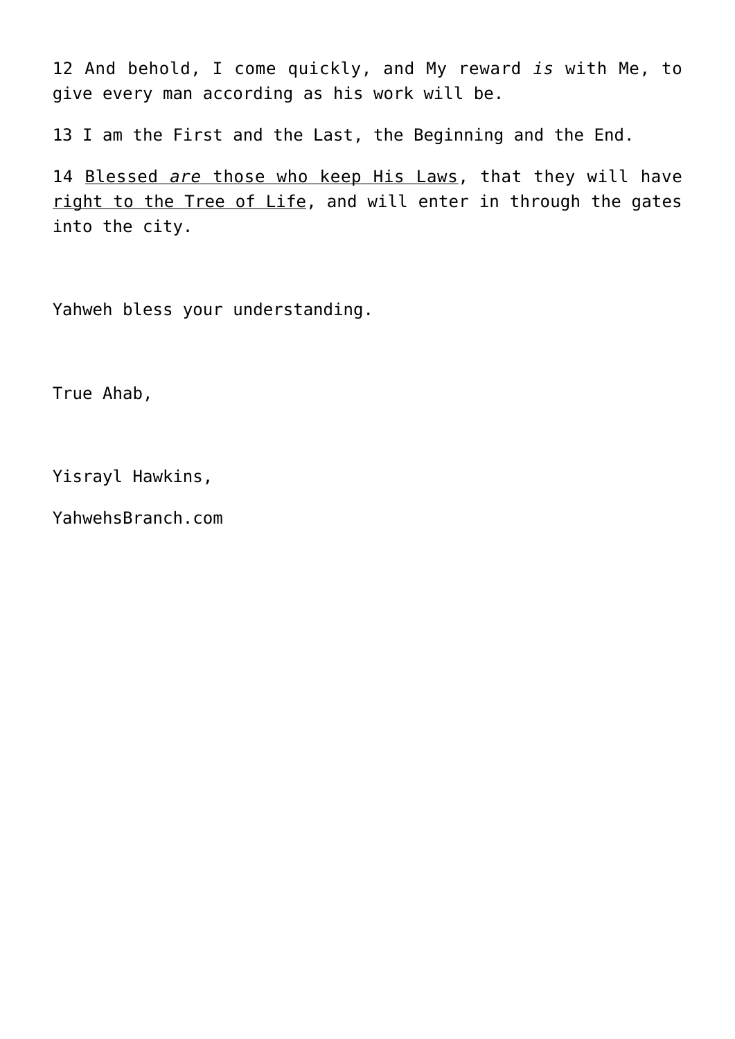12 And behold, I come quickly, and My reward *is* with Me, to give every man according as his work will be.

13 I am the First and the Last, the Beginning and the End.

14 <u>Blessed *are* those who keep His Laws</u>, that they will have <u>right to the Tree of Life</u>, and will enter in through the gates into the city.

Yahweh bless your understanding.

True Ahab,

Yisrayl Hawkins,

YahwehsBranch.com